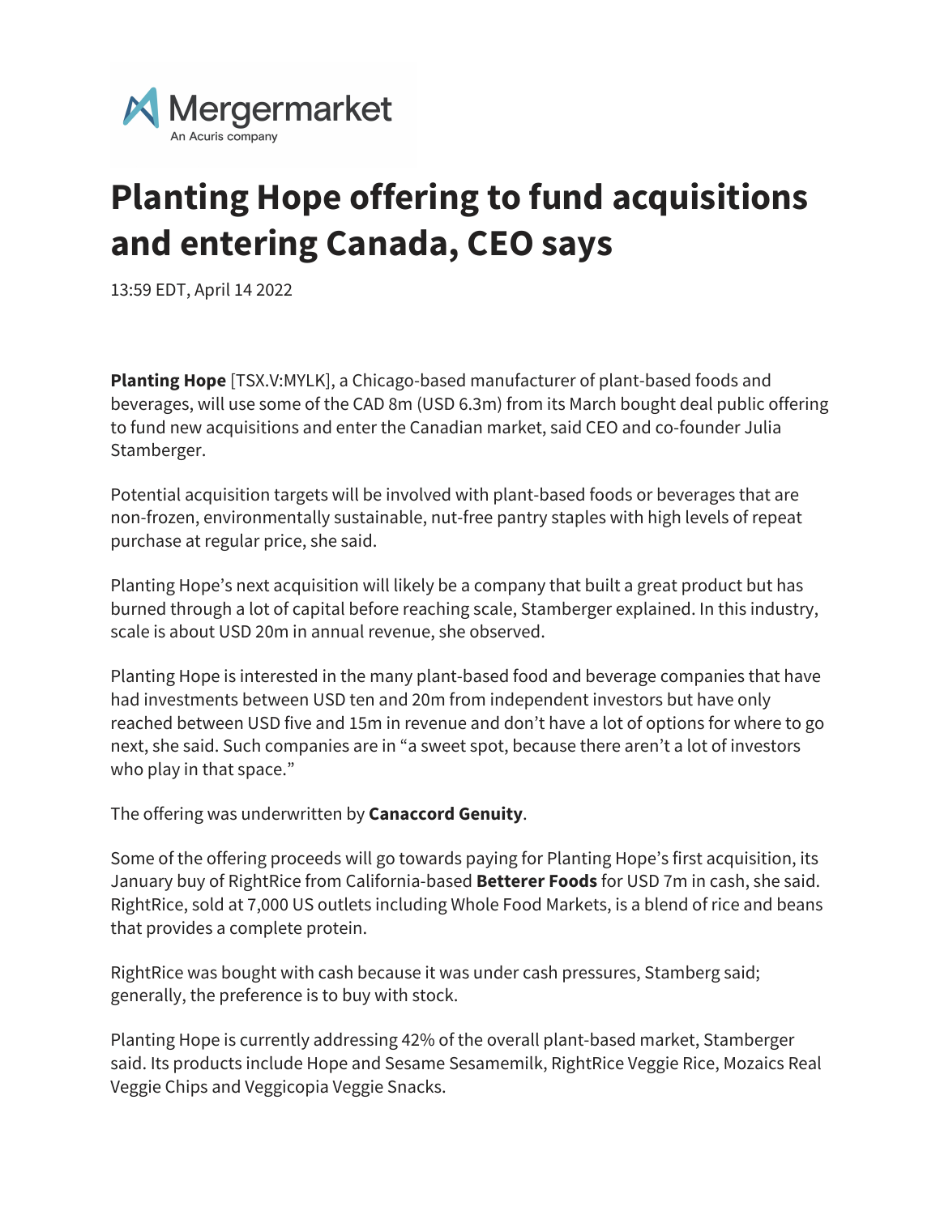# Planting Hope offering to fund acquisitions and entering Canada, CEO says

13:59 EDT, April 14 2022

**Planting Hope** [TSX.V:MYLK], a Chicago-based manufacturer of plant-based foods and beverages, will use some of the CAD 8m (USD 6.3m) from its March bought deal public offering to fund new acquisitions and enter the Canadian market, said CEO and co-founder Julia Stamberger.

Potential acquisition targets will be involved with plant-based foods or beverages that are non-frozen, environmentally sustainable, nut-free pantry staples with high levels of repeat purchase at regular price, she said.

Planting Hope's next acquisition will likely be a company that built a great product but has burned through a lot of capital before reaching scale, Stamberger explained. In this industry, scale is about USD 20m in annual revenue, she observed.

Planting Hope is interested in the many plant-based food and beverage companies that have had investments between USD ten and 20m from independent investors but have only reached between USD five and 15m in revenue and don't have a lot of options for where to go next, she said. Such companies are in "a sweet spot, because there aren't a lot of investors who play in that space."

The offering was underwritten by **Canaccord Genuity**.

Some of the offering proceeds will go towards paying for Planting Hope's first acquisition, its January buy of RightRice from California-based **Betterer Foods** for USD 7m in cash, she said. RightRice, sold at 7,000 US outlets including Whole Food Markets, is a blend of rice and beans that provides a complete protein.

RightRice was bought with cash because it was under cash pressures, Stamberg said; generally, the preference is to buy with stock.

Planting Hope is currently addressing 42% of the overall plant-based market, Stamberger said. Its products include Hope and Sesame Sesamemilk, RightRice Veggie Rice, Mozaics Real Veggie Chips and Veggicopia Veggie Snacks.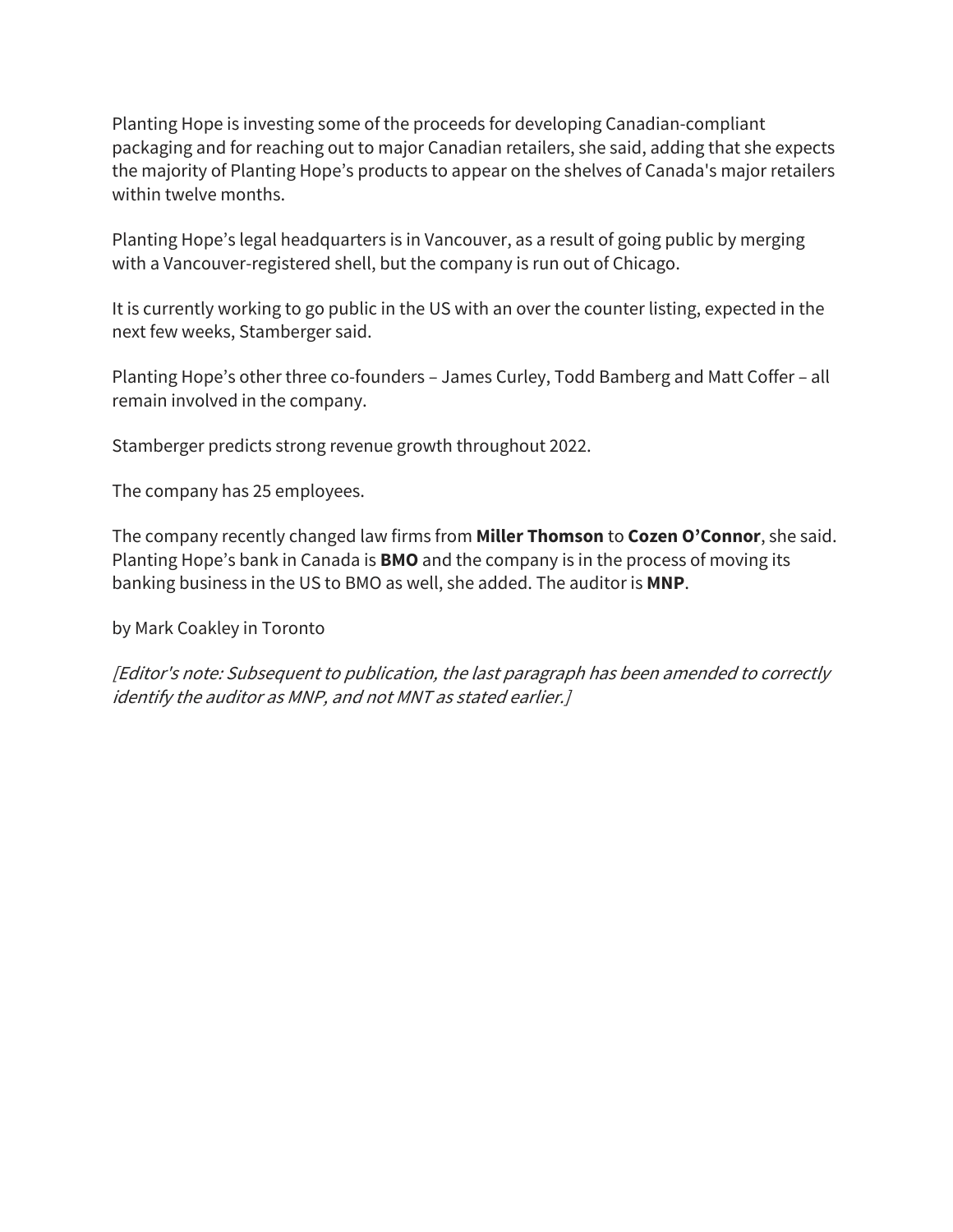Planting Hope is investing some of the proceeds for developing Canadian-compliant packaging and for reaching out to major Canadian retailers, she said, adding that she expects the majority of Planting Hope's products to appear on the shelves of Canada's major retailers within twelve months.

Planting Hope's legal headquarters is in Vancouver, as a result of going public by merging with a Vancouver-registered shell, but the company is run out of Chicago.

It is currently working to go public in the US with an over the counter listing, expected in the next few weeks, Stamberger said.

Planting Hope's other three co-founders – James Curley, Todd Bamberg and Matt Coffer – all remain involved in the company.

Stamberger predicts strong revenue growth throughout 2022.

The company has 25 employees.

The company recently changed law firms from **Miller Thomson** to **Cozen O'Connor**, she said. Planting Hope's bank in Canada is **BMO** and the company is in the process of moving its banking business in the US to BMO as well, she added. The auditor is **MNP**.

by Mark Coakley in Toronto

*[Editor's note: Subsequent to publication, the last paragraph has been amended to correctly identify the auditor as MNP, and not MNT as stated earlier.]*